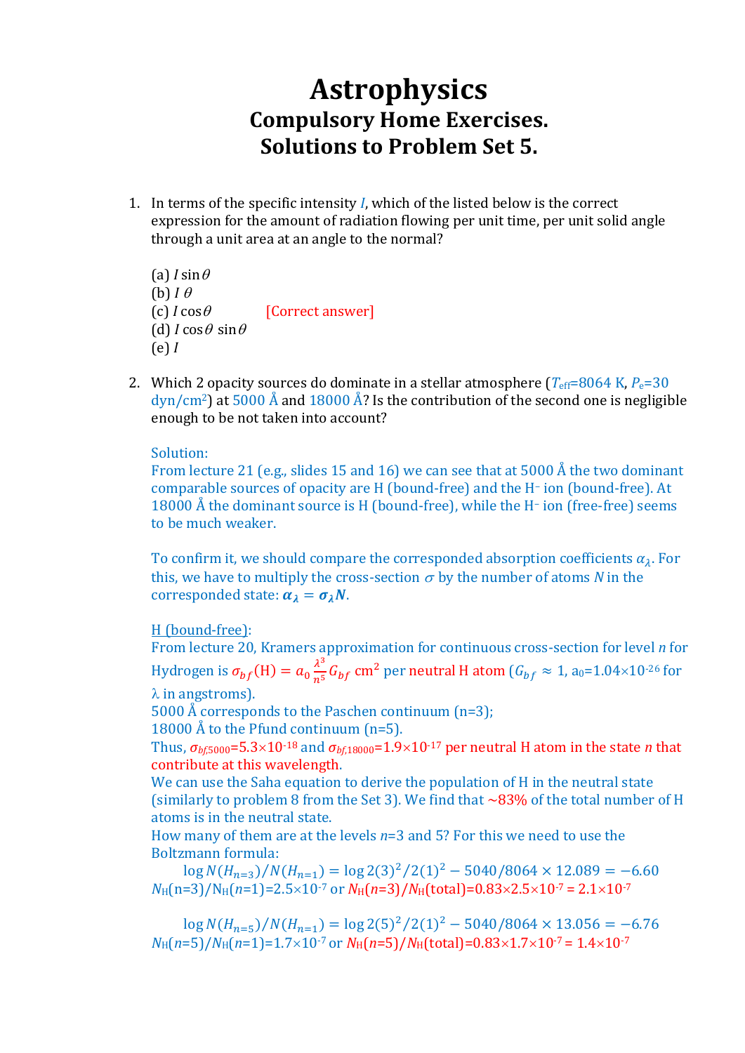# Astrophysics
## Compulsory Home Exercises.
## Solutions to Problem Set 5.

1. In terms of the specific intensity $I$, which of the listed below is the correct expression for the amount of radiation flowing per unit time, per unit solid angle through a unit area at an angle to the normal?

   (a) $I \sin\theta$
   (b) $I\,\theta$
   (c) $I \cos\theta$ [Correct answer]
   (d) $I \cos\theta \sin\theta$
   (e) $I$

2. Which 2 opacity sources do dominate in a stellar atmosphere ($T_{\rm eff}$=8064 K, $P_e$=30 dyn/cm$^2$) at 5000 Å and 18000 Å? Is the contribution of the second one is negligible enough to be not taken into account?

   Solution:
   From lecture 21 (e.g., slides 15 and 16) we can see that at 5000 Å the two dominant comparable sources of opacity are H (bound-free) and the H$^-$ ion (bound-free). At 18000 Å the dominant source is H (bound-free), while the H$^-$ ion (free-free) seems to be much weaker.

   To confirm it, we should compare the corresponded absorption coefficients $\alpha_\lambda$. For this, we have to multiply the cross-section $\sigma$ by the number of atoms $N$ in the corresponded state: $\boldsymbol{\alpha_\lambda = \sigma_\lambda N}$.

   H (bound-free):
   From lecture 20, Kramers approximation for continuous cross-section for level $n$ for Hydrogen is $\sigma_{bf}(\mathrm{H}) = a_0 \frac{\lambda^3}{n^5} G_{bf}$ cm$^2$ per neutral H atom ($G_{bf} \approx 1$, $a_0$=1.04×10$^{-26}$ for $\lambda$ in angstroms).
   5000 Å corresponds to the Paschen continuum (n=3);
   18000 Å to the Pfund continuum (n=5).
   Thus, $\sigma_{bf,5000}$=5.3×10$^{-18}$ and $\sigma_{bf,18000}$=1.9×10$^{-17}$ per neutral H atom in the state $n$ that contribute at this wavelength.
   We can use the Saha equation to derive the population of H in the neutral state (similarly to problem 8 from the Set 3). We find that ~83% of the total number of H atoms is in the neutral state.
   How many of them are at the levels $n$=3 and 5? For this we need to use the Boltzmann formula:

   $$\log N(H_{n=3})/N(H_{n=1}) = \log 2(3)^2/2(1)^2 - 5040/8064 \times 12.089 = -6.60$$

   $N_{\rm H}(n{=}3)/N_{\rm H}(n{=}1)$=2.5×10$^{-7}$ or $N_{\rm H}(n{=}3)/N_{\rm H}(\mathrm{total})$=0.83×2.5×10$^{-7}$ = 2.1×10$^{-7}$

   $$\log N(H_{n=5})/N(H_{n=1}) = \log 2(5)^2/2(1)^2 - 5040/8064 \times 13.056 = -6.76$$

   $N_{\rm H}(n{=}5)/N_{\rm H}(n{=}1)$=1.7×10$^{-7}$ or $N_{\rm H}(n{=}5)/N_{\rm H}(\mathrm{total})$=0.83×1.7×10$^{-7}$ = 1.4×10$^{-7}$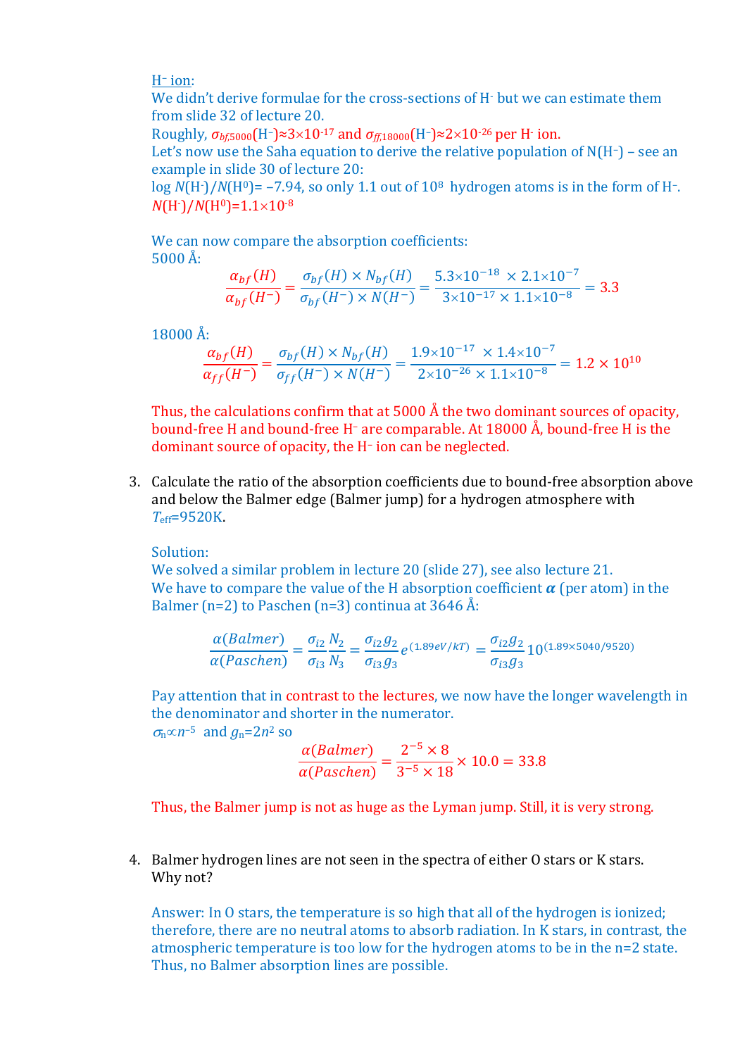<u>$H^-$ ion</u>:

We didn't derive formulae for the cross-sections of $H^-$ but we can estimate them from slide 32 of lecture 20.

Roughly, $\sigma_{bf,5000}(H^-) \approx 3\times10^{-17}$ and $\sigma_{ff,18000}(H^-) \approx 2\times10^{-26}$ per $H^-$ ion.

Let's now use the Saha equation to derive the relative population of $N(H^-)$ – see an example in slide 30 of lecture 20:

$\log N(H^-)/N(H^0) = -7.94$, so only 1.1 out of $10^8$ hydrogen atoms is in the form of $H^-$.

$N(H^-)/N(H^0) = 1.1\times10^{-8}$

We can now compare the absorption coefficients:

5000 Å:

$$\frac{\alpha_{bf}(H)}{\alpha_{bf}(H^-)} = \frac{\sigma_{bf}(H)\times N_{bf}(H)}{\sigma_{bf}(H^-)\times N(H^-)} = \frac{5.3\times10^{-18}\ \times 2.1\times10^{-7}}{3\times10^{-17}\times 1.1\times10^{-8}} = 3.3$$

18000 Å:

$$\frac{\alpha_{bf}(H)}{\alpha_{ff}(H^-)} = \frac{\sigma_{bf}(H)\times N_{bf}(H)}{\sigma_{ff}(H^-)\times N(H^-)} = \frac{1.9\times10^{-17}\ \times 1.4\times10^{-7}}{2\times10^{-26}\times 1.1\times10^{-8}} = 1.2\times10^{10}$$

Thus, the calculations confirm that at 5000 Å the two dominant sources of opacity, bound-free H and bound-free $H^-$ are comparable. At 18000 Å, bound-free H is the dominant source of opacity, the $H^-$ ion can be neglected.

3. Calculate the ratio of the absorption coefficients due to bound-free absorption above and below the Balmer edge (Balmer jump) for a hydrogen atmosphere with $T_{eff}$=9520K.

   Solution:

   We solved a similar problem in lecture 20 (slide 27), see also lecture 21.

   We have to compare the value of the H absorption coefficient $\boldsymbol{\alpha}$ (per atom) in the Balmer (n=2) to Paschen (n=3) continua at 3646 Å:

   $$\frac{\alpha(Balmer)}{\alpha(Paschen)} = \frac{\sigma_{i2}}{\sigma_{i3}}\frac{N_2}{N_3} = \frac{\sigma_{i2}g_2}{\sigma_{i3}g_3}e^{(1.89eV/kT)} = \frac{\sigma_{i2}g_2}{\sigma_{i3}g_3}10^{(1.89\times5040/9520)}$$

   Pay attention that in contrast to the lectures, we now have the longer wavelength in the denominator and shorter in the numerator.

   $\sigma_n \propto n^{-5}$ and $g_n=2n^2$ so

   $$\frac{\alpha(Balmer)}{\alpha(Paschen)} = \frac{2^{-5}\times 8}{3^{-5}\times 18}\times 10.0 = 33.8$$

   Thus, the Balmer jump is not as huge as the Lyman jump. Still, it is very strong.

4. Balmer hydrogen lines are not seen in the spectra of either O stars or K stars. Why not?

   Answer: In O stars, the temperature is so high that all of the hydrogen is ionized; therefore, there are no neutral atoms to absorb radiation. In K stars, in contrast, the atmospheric temperature is too low for the hydrogen atoms to be in the n=2 state. Thus, no Balmer absorption lines are possible.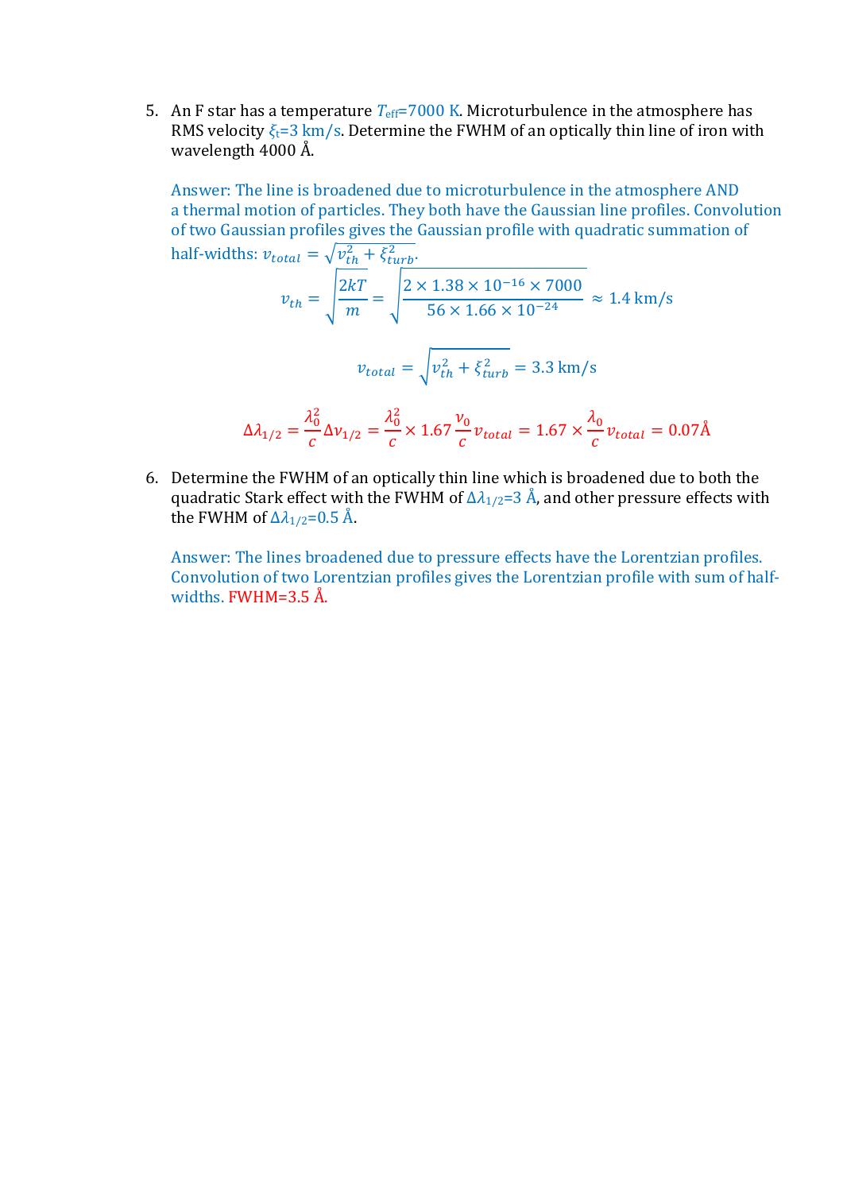5. An F star has a temperature $T_{\text{eff}}$=7000 K. Microturbulence in the atmosphere has RMS velocity $\xi_t$=3 km/s. Determine the FWHM of an optically thin line of iron with wavelength 4000 Å.

   Answer: The line is broadened due to microturbulence in the atmosphere AND a thermal motion of particles. They both have the Gaussian line profiles. Convolution of two Gaussian profiles gives the Gaussian profile with quadratic summation of half-widths: $v_{total} = \sqrt{v_{th}^2 + \xi_{turb}^2}$.

   $$v_{th} = \sqrt{\frac{2kT}{m}} = \sqrt{\frac{2 \times 1.38 \times 10^{-16} \times 7000}{56 \times 1.66 \times 10^{-24}}} \approx 1.4 \text{ km/s}$$

   $$v_{total} = \sqrt{v_{th}^2 + \xi_{turb}^2} = 3.3 \text{ km/s}$$

   $$\Delta\lambda_{1/2} = \frac{\lambda_0^2}{c}\Delta\nu_{1/2} = \frac{\lambda_0^2}{c} \times 1.67 \frac{\nu_0}{c} v_{total} = 1.67 \times \frac{\lambda_0}{c} v_{total} = 0.07\text{Å}$$

6. Determine the FWHM of an optically thin line which is broadened due to both the quadratic Stark effect with the FWHM of $\Delta\lambda_{1/2}$=3 Å, and other pressure effects with the FWHM of $\Delta\lambda_{1/2}$=0.5 Å.

   Answer: The lines broadened due to pressure effects have the Lorentzian profiles. Convolution of two Lorentzian profiles gives the Lorentzian profile with sum of half-widths. FWHM=3.5 Å.